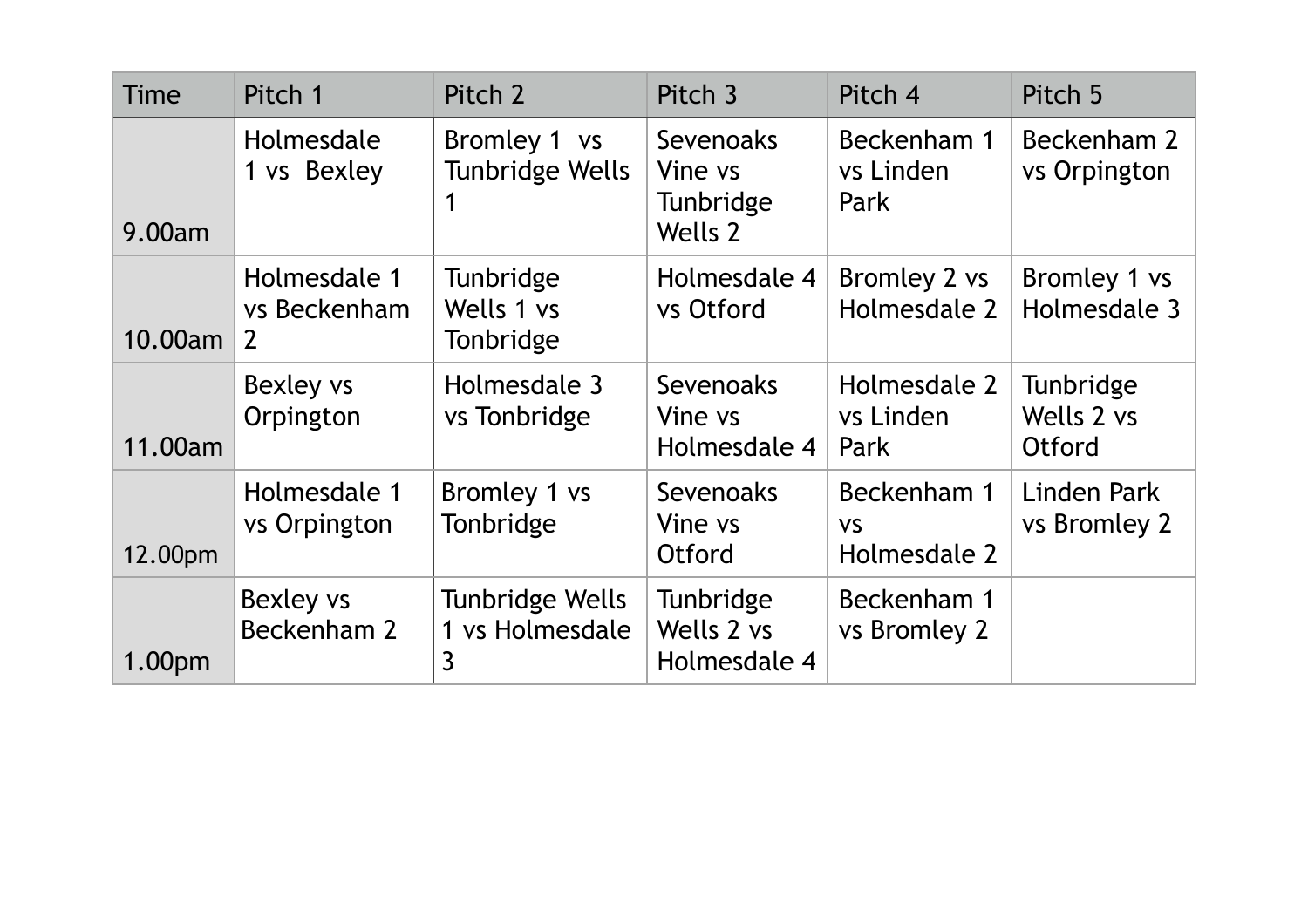| Time | Pitch 1 | Pitch 2 | Pitch 3 | Pitch 4 | Pitch 5 |
| --- | --- | --- | --- | --- | --- |
| 9.00am | Holmesdale 1 vs Bexley | Bromley 1 vs Tunbridge Wells 1 | Sevenoaks Vine vs Tunbridge Wells 2 | Beckenham 1 vs Linden Park | Beckenham 2 vs Orpington |
| 10.00am | Holmesdale 1 vs Beckenham 2 | Tunbridge Wells 1 vs Tonbridge | Holmesdale 4 vs Otford | Bromley 2 vs Holmesdale 2 | Bromley 1 vs Holmesdale 3 |
| 11.00am | Bexley vs Orpington | Holmesdale 3 vs Tonbridge | Sevenoaks Vine vs Holmesdale 4 | Holmesdale 2 vs Linden Park | Tunbridge Wells 2 vs Otford |
| 12.00pm | Holmesdale 1 vs Orpington | Bromley 1 vs Tonbridge | Sevenoaks Vine vs Otford | Beckenham 1 vs Holmesdale 2 | Linden Park vs Bromley 2 |
| 1.00pm | Bexley vs Beckenham 2 | Tunbridge Wells 1 vs Holmesdale 3 | Tunbridge Wells 2 vs Holmesdale 4 | Beckenham 1 vs Bromley 2 | |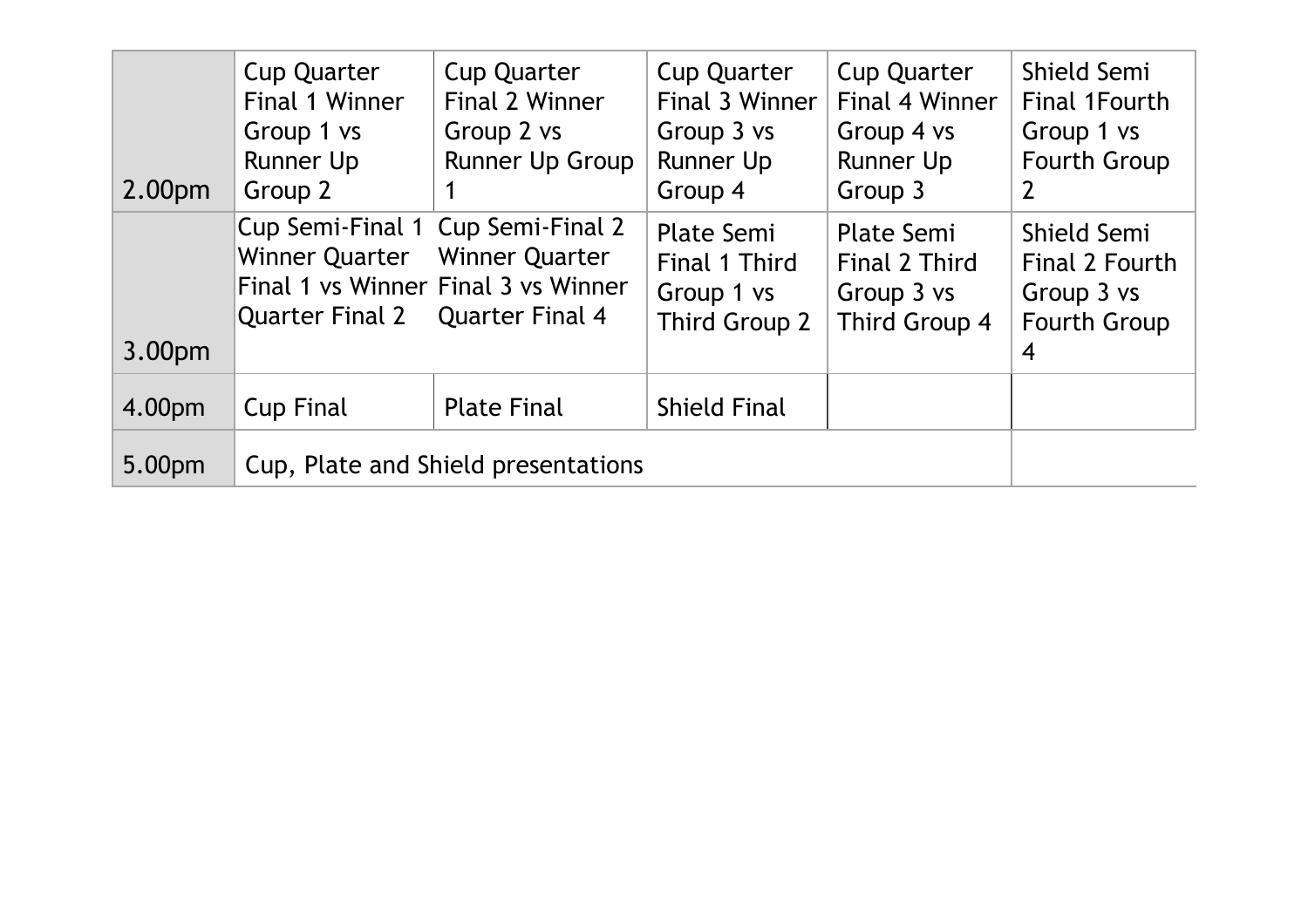| | | | | | |
|---|---|---|---|---|---|
| 2.00pm | Cup Quarter Final 1 Winner Group 1 vs Runner Up Group 2 | Cup Quarter Final 2 Winner Group 2 vs Runner Up Group 1 | Cup Quarter Final 3 Winner Group 3 vs Runner Up Group 4 | Cup Quarter Final 4 Winner Group 4 vs Runner Up Group 3 | Shield Semi Final 1Fourth Group 1 vs Fourth Group 2 |
| 3.00pm | Cup Semi-Final 1 Winner Quarter Final 1 vs Winner Quarter Final 2 | Cup Semi-Final 2 Winner Quarter Final 3 vs Winner Quarter Final 4 | Plate Semi Final 1 Third Group 1 vs Third Group 2 | Plate Semi Final 2 Third Group 3 vs Third Group 4 | Shield Semi Final 2 Fourth Group 3 vs Fourth Group 4 |
| 4.00pm | Cup Final | Plate Final | Shield Final | | |
| 5.00pm | Cup, Plate and Shield presentations | | | | |